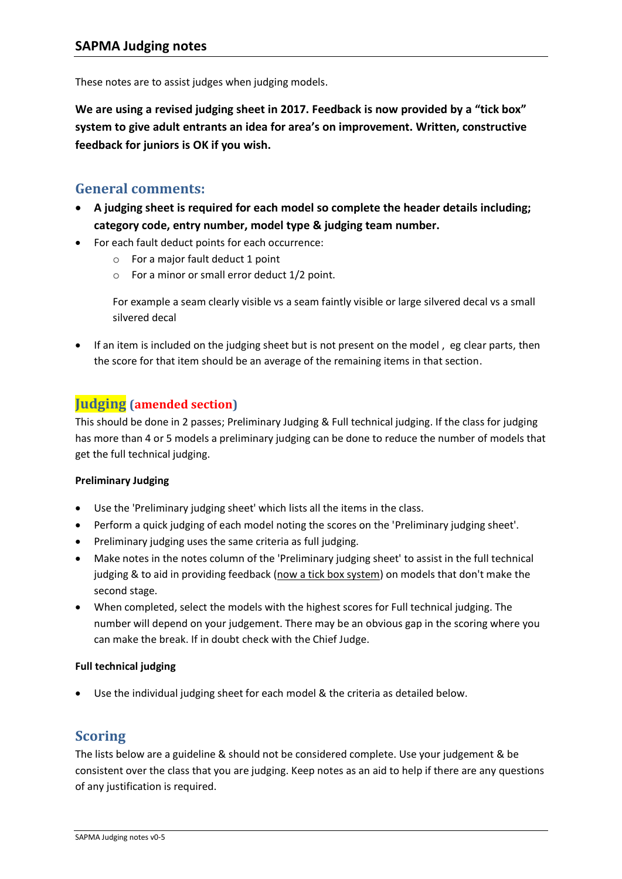## SAPMA Judging notes

These notes are to assist judges when judging models.

**We are using a revised judging sheet in 2017. Feedback is now provided by a "tick box" system to give adult entrants an idea for area's on improvement. Written, constructive feedback for juniors is OK if you wish.**

## General comments:

- **A judging sheet is required for each model so complete the header details including; category code, entry number, model type & judging team number.**
- For each fault deduct points for each occurrence:
  - For a major fault deduct 1 point
  - For a minor or small error deduct 1/2 point.

  For example a seam clearly visible vs a seam faintly visible or large silvered decal vs a small silvered decal

- If an item is included on the judging sheet but is not present on the model , eg clear parts, then the score for that item should be an average of the remaining items in that section.

## Judging (amended section)

This should be done in 2 passes; Preliminary Judging & Full technical judging. If the class for judging has more than 4 or 5 models a preliminary judging can be done to reduce the number of models that get the full technical judging.

#### Preliminary Judging

- Use the 'Preliminary judging sheet' which lists all the items in the class.
- Perform a quick judging of each model noting the scores on the 'Preliminary judging sheet'.
- Preliminary judging uses the same criteria as full judging.
- Make notes in the notes column of the 'Preliminary judging sheet' to assist in the full technical judging & to aid in providing feedback (now a tick box system) on models that don't make the second stage.
- When completed, select the models with the highest scores for Full technical judging. The number will depend on your judgement. There may be an obvious gap in the scoring where you can make the break. If in doubt check with the Chief Judge.

#### Full technical judging

- Use the individual judging sheet for each model & the criteria as detailed below.

## Scoring

The lists below are a guideline & should not be considered complete. Use your judgement & be consistent over the class that you are judging. Keep notes as an aid to help if there are any questions of any justification is required.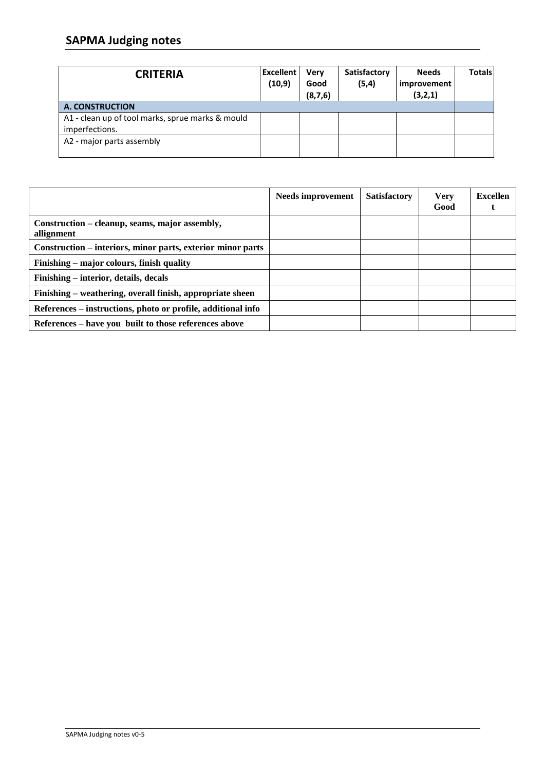## SAPMA Judging notes

| CRITERIA | Excellent (10,9) | Very Good (8,7,6) | Satisfactory (5,4) | Needs improvement (3,2,1) | Totals |
|---|---|---|---|---|---|
| **A. CONSTRUCTION** | | | | | |
| A1 - clean up of tool marks, sprue marks & mould imperfections. | | | | | |
| A2 - major parts assembly | | | | | |

| | Needs improvement | Satisfactory | Very Good | Excellent |
|---|---|---|---|---|
| **Construction – cleanup, seams, major assembly, allignment** | | | | |
| **Construction – interiors, minor parts, exterior minor parts** | | | | |
| **Finishing – major colours, finish quality** | | | | |
| **Finishing – interior, details, decals** | | | | |
| **Finishing – weathering, overall finish, appropriate sheen** | | | | |
| **References – instructions, photo or profile, additional info** | | | | |
| **References – have you built to those references above** | | | | |